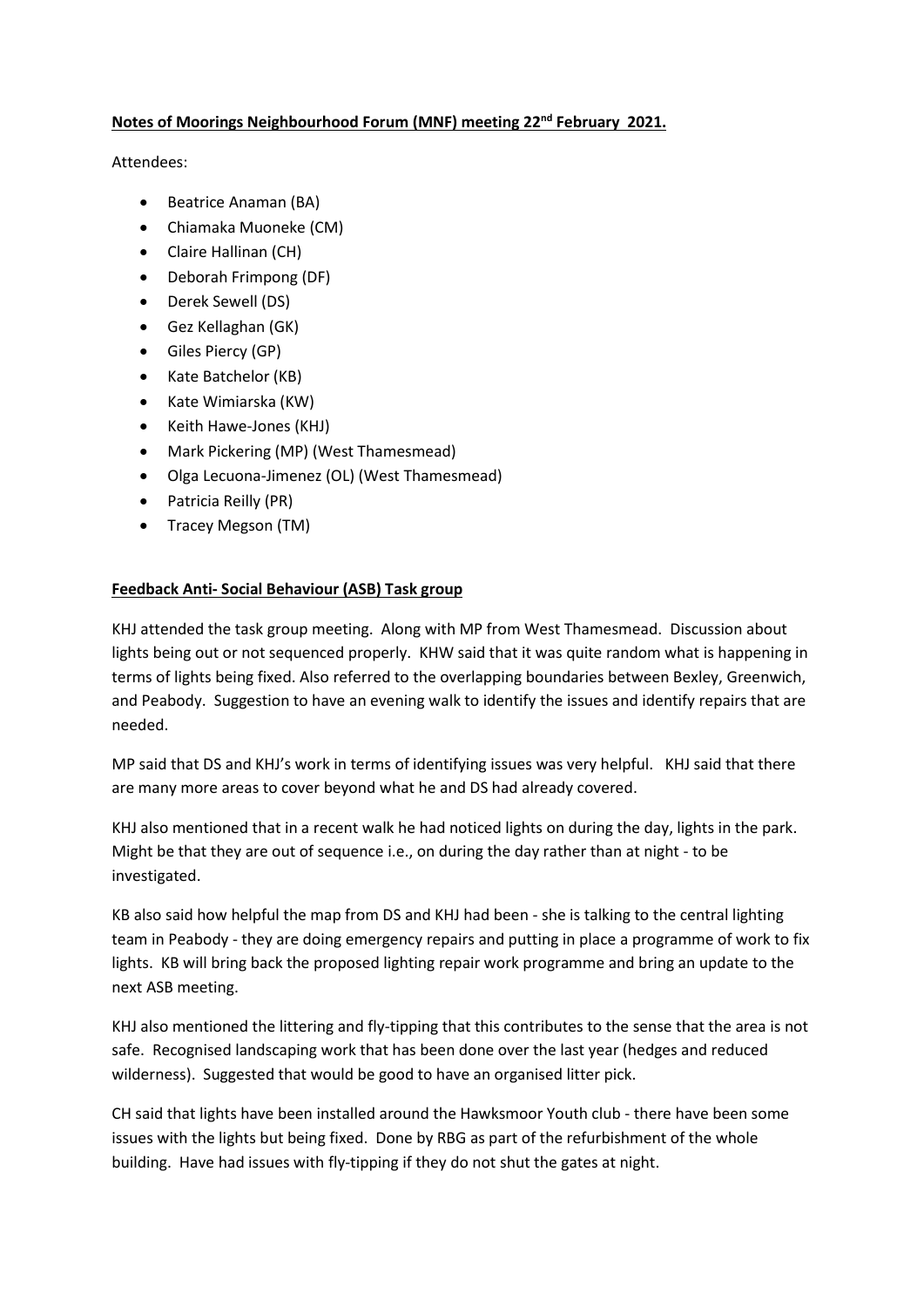**Notes of Moorings Neighbourhood Forum (MNF) meeting 22nd February 2021.**

Attendees:

- Beatrice Anaman (BA)
- Chiamaka Muoneke (CM)
- Claire Hallinan (CH)
- Deborah Frimpong (DF)
- Derek Sewell (DS)
- Gez Kellaghan (GK)
- Giles Piercy (GP)
- Kate Batchelor (KB)
- Kate Wimiarska (KW)
- Keith Hawe-Jones (KHJ)
- Mark Pickering (MP) (West Thamesmead)
- Olga Lecuona-Jimenez (OL) (West Thamesmead)
- Patricia Reilly (PR)
- Tracey Megson (TM)

**Feedback Anti- Social Behaviour (ASB) Task group**

KHJ attended the task group meeting. Along with MP from West Thamesmead. Discussion about lights being out or not sequenced properly. KHW said that it was quite random what is happening in terms of lights being fixed. Also referred to the overlapping boundaries between Bexley, Greenwich, and Peabody. Suggestion to have an evening walk to identify the issues and identify repairs that are needed.

MP said that DS and KHJ's work in terms of identifying issues was very helpful. KHJ said that there are many more areas to cover beyond what he and DS had already covered.

KHJ also mentioned that in a recent walk he had noticed lights on during the day, lights in the park. Might be that they are out of sequence i.e., on during the day rather than at night - to be investigated.

KB also said how helpful the map from DS and KHJ had been - she is talking to the central lighting team in Peabody - they are doing emergency repairs and putting in place a programme of work to fix lights. KB will bring back the proposed lighting repair work programme and bring an update to the next ASB meeting.

KHJ also mentioned the littering and fly-tipping that this contributes to the sense that the area is not safe. Recognised landscaping work that has been done over the last year (hedges and reduced wilderness). Suggested that would be good to have an organised litter pick.

CH said that lights have been installed around the Hawksmoor Youth club - there have been some issues with the lights but being fixed. Done by RBG as part of the refurbishment of the whole building. Have had issues with fly-tipping if they do not shut the gates at night.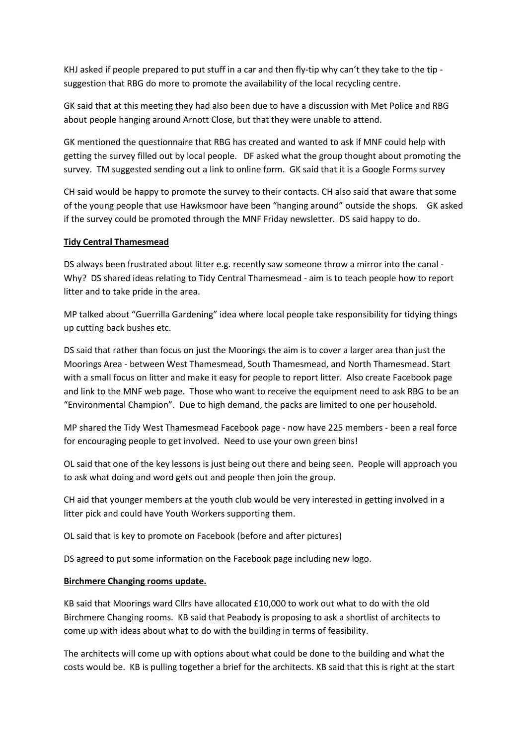KHJ asked if people prepared to put stuff in a car and then fly-tip why can't they take to the tip - suggestion that RBG do more to promote the availability of the local recycling centre.

GK said that at this meeting they had also been due to have a discussion with Met Police and RBG about people hanging around Arnott Close, but that they were unable to attend.

GK mentioned the questionnaire that RBG has created and wanted to ask if MNF could help with getting the survey filled out by local people. DF asked what the group thought about promoting the survey. TM suggested sending out a link to online form. GK said that it is a Google Forms survey

CH said would be happy to promote the survey to their contacts. CH also said that aware that some of the young people that use Hawksmoor have been "hanging around" outside the shops. GK asked if the survey could be promoted through the MNF Friday newsletter. DS said happy to do.

**Tidy Central Thamesmead**

DS always been frustrated about litter e.g. recently saw someone throw a mirror into the canal - Why? DS shared ideas relating to Tidy Central Thamesmead - aim is to teach people how to report litter and to take pride in the area.

MP talked about "Guerrilla Gardening" idea where local people take responsibility for tidying things up cutting back bushes etc.

DS said that rather than focus on just the Moorings the aim is to cover a larger area than just the Moorings Area - between West Thamesmead, South Thamesmead, and North Thamesmead. Start with a small focus on litter and make it easy for people to report litter. Also create Facebook page and link to the MNF web page. Those who want to receive the equipment need to ask RBG to be an "Environmental Champion". Due to high demand, the packs are limited to one per household.

MP shared the Tidy West Thamesmead Facebook page - now have 225 members - been a real force for encouraging people to get involved. Need to use your own green bins!

OL said that one of the key lessons is just being out there and being seen. People will approach you to ask what doing and word gets out and people then join the group.

CH aid that younger members at the youth club would be very interested in getting involved in a litter pick and could have Youth Workers supporting them.

OL said that is key to promote on Facebook (before and after pictures)

DS agreed to put some information on the Facebook page including new logo.

**Birchmere Changing rooms update.**

KB said that Moorings ward Cllrs have allocated £10,000 to work out what to do with the old Birchmere Changing rooms. KB said that Peabody is proposing to ask a shortlist of architects to come up with ideas about what to do with the building in terms of feasibility.

The architects will come up with options about what could be done to the building and what the costs would be. KB is pulling together a brief for the architects. KB said that this is right at the start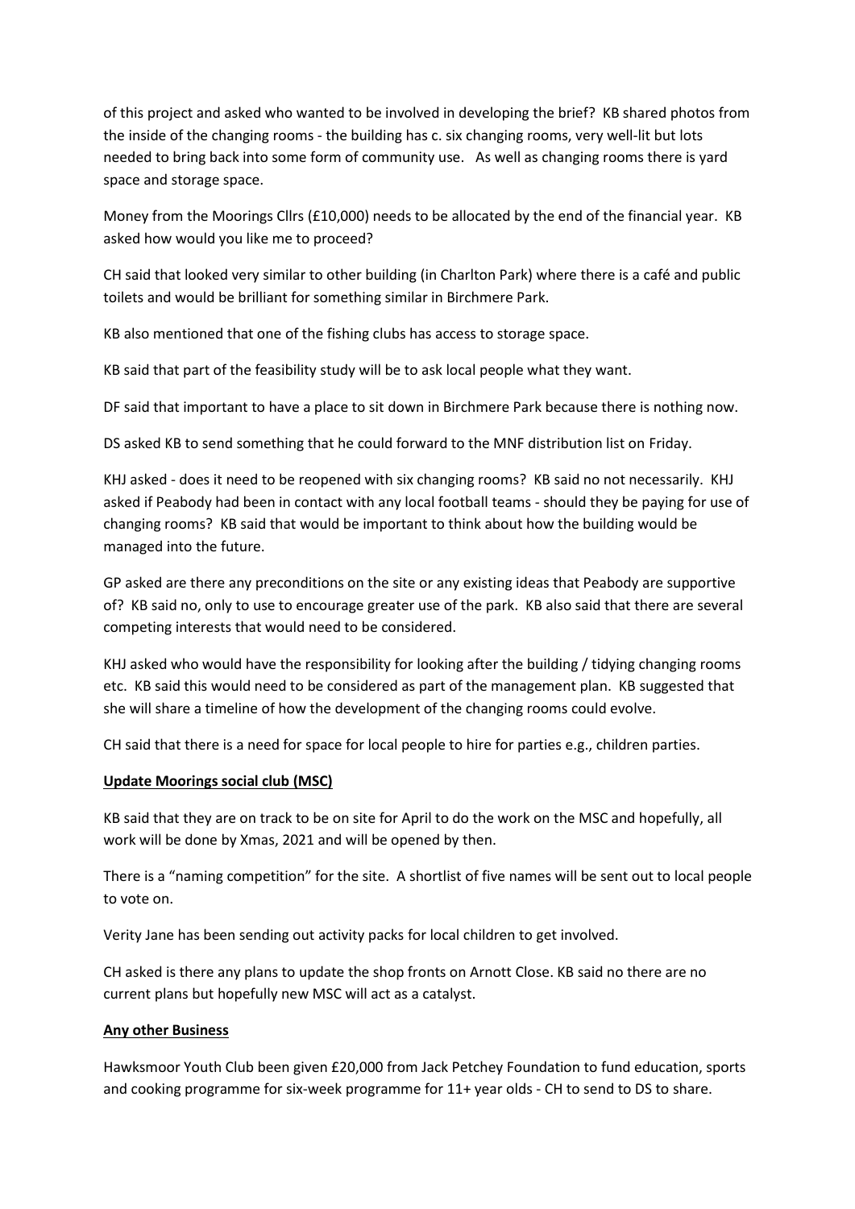of this project and asked who wanted to be involved in developing the brief? KB shared photos from the inside of the changing rooms - the building has c. six changing rooms, very well-lit but lots needed to bring back into some form of community use. As well as changing rooms there is yard space and storage space.

Money from the Moorings Cllrs (£10,000) needs to be allocated by the end of the financial year. KB asked how would you like me to proceed?

CH said that looked very similar to other building (in Charlton Park) where there is a café and public toilets and would be brilliant for something similar in Birchmere Park.

KB also mentioned that one of the fishing clubs has access to storage space.

KB said that part of the feasibility study will be to ask local people what they want.

DF said that important to have a place to sit down in Birchmere Park because there is nothing now.

DS asked KB to send something that he could forward to the MNF distribution list on Friday.

KHJ asked - does it need to be reopened with six changing rooms? KB said no not necessarily. KHJ asked if Peabody had been in contact with any local football teams - should they be paying for use of changing rooms? KB said that would be important to think about how the building would be managed into the future.

GP asked are there any preconditions on the site or any existing ideas that Peabody are supportive of? KB said no, only to use to encourage greater use of the park. KB also said that there are several competing interests that would need to be considered.

KHJ asked who would have the responsibility for looking after the building / tidying changing rooms etc. KB said this would need to be considered as part of the management plan. KB suggested that she will share a timeline of how the development of the changing rooms could evolve.

CH said that there is a need for space for local people to hire for parties e.g., children parties.

**Update Moorings social club (MSC)**

KB said that they are on track to be on site for April to do the work on the MSC and hopefully, all work will be done by Xmas, 2021 and will be opened by then.

There is a "naming competition" for the site. A shortlist of five names will be sent out to local people to vote on.

Verity Jane has been sending out activity packs for local children to get involved.

CH asked is there any plans to update the shop fronts on Arnott Close. KB said no there are no current plans but hopefully new MSC will act as a catalyst.

**Any other Business**

Hawksmoor Youth Club been given £20,000 from Jack Petchey Foundation to fund education, sports and cooking programme for six-week programme for 11+ year olds - CH to send to DS to share.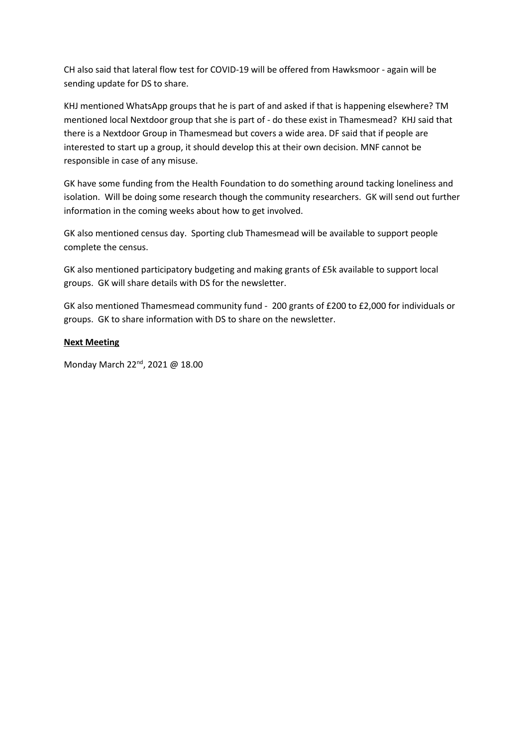CH also said that lateral flow test for COVID-19 will be offered from Hawksmoor - again will be sending update for DS to share.

KHJ mentioned WhatsApp groups that he is part of and asked if that is happening elsewhere? TM mentioned local Nextdoor group that she is part of - do these exist in Thamesmead? KHJ said that there is a Nextdoor Group in Thamesmead but covers a wide area. DF said that if people are interested to start up a group, it should develop this at their own decision. MNF cannot be responsible in case of any misuse.

GK have some funding from the Health Foundation to do something around tacking loneliness and isolation. Will be doing some research though the community researchers. GK will send out further information in the coming weeks about how to get involved.

GK also mentioned census day. Sporting club Thamesmead will be available to support people complete the census.

GK also mentioned participatory budgeting and making grants of £5k available to support local groups. GK will share details with DS for the newsletter.

GK also mentioned Thamesmead community fund - 200 grants of £200 to £2,000 for individuals or groups. GK to share information with DS to share on the newsletter.

**Next Meeting**

Monday March 22nd, 2021 @ 18.00